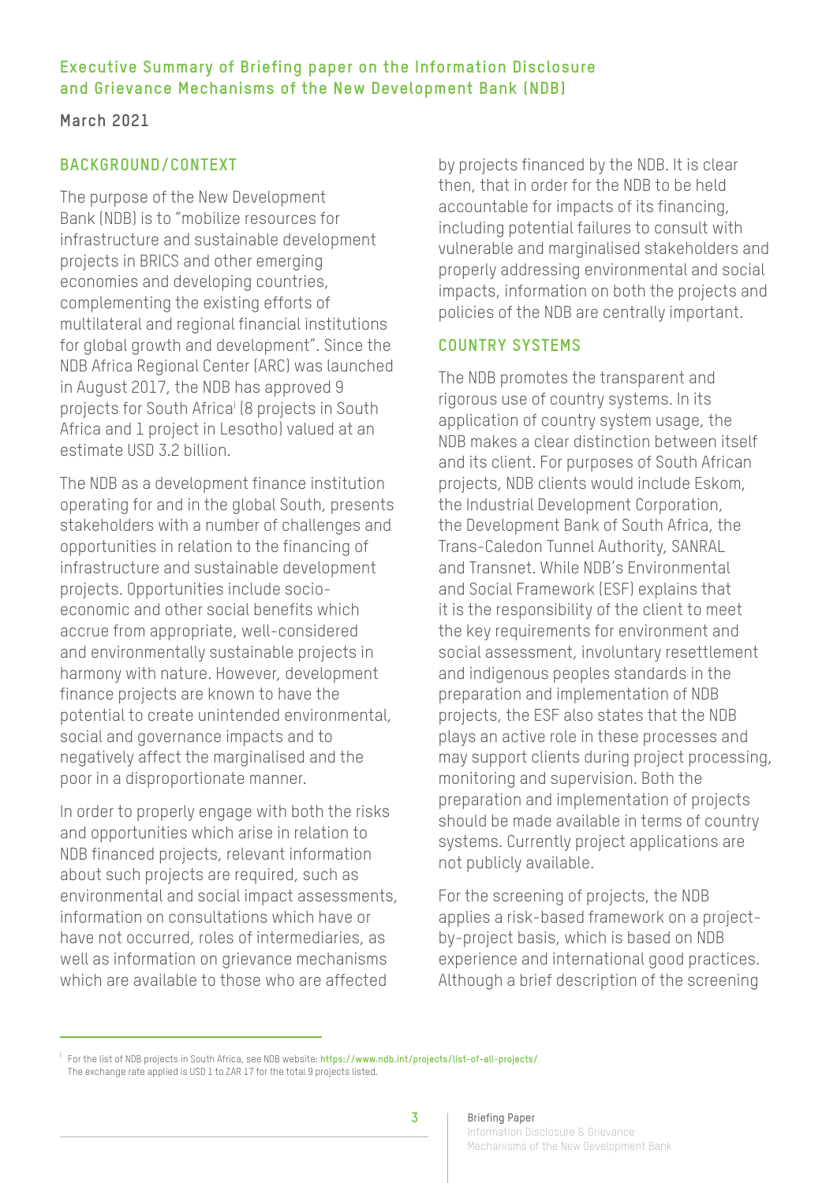**Executive Summary of Briefing paper on the Information Disclosure and Grievance Mechanisms of the New Development Bank (NDB)**

**March 2021**

## BACKGROUND/CONTEXT

The purpose of the New Development Bank (NDB) is to "mobilize resources for infrastructure and sustainable development projects in BRICS and other emerging economies and developing countries, complementing the existing efforts of multilateral and regional financial institutions for global growth and development". Since the NDB Africa Regional Center (ARC) was launched in August 2017, the NDB has approved 9 projects for South Africa[i] (8 projects in South Africa and 1 project in Lesotho) valued at an estimate USD 3.2 billion.

The NDB as a development finance institution operating for and in the global South, presents stakeholders with a number of challenges and opportunities in relation to the financing of infrastructure and sustainable development projects. Opportunities include socio-economic and other social benefits which accrue from appropriate, well-considered and environmentally sustainable projects in harmony with nature. However, development finance projects are known to have the potential to create unintended environmental, social and governance impacts and to negatively affect the marginalised and the poor in a disproportionate manner.

In order to properly engage with both the risks and opportunities which arise in relation to NDB financed projects, relevant information about such projects are required, such as environmental and social impact assessments, information on consultations which have or have not occurred, roles of intermediaries, as well as information on grievance mechanisms which are available to those who are affected by projects financed by the NDB. It is clear then, that in order for the NDB to be held accountable for impacts of its financing, including potential failures to consult with vulnerable and marginalised stakeholders and properly addressing environmental and social impacts, information on both the projects and policies of the NDB are centrally important.

## COUNTRY SYSTEMS

The NDB promotes the transparent and rigorous use of country systems. In its application of country system usage, the NDB makes a clear distinction between itself and its client. For purposes of South African projects, NDB clients would include Eskom, the Industrial Development Corporation, the Development Bank of South Africa, the Trans-Caledon Tunnel Authority, SANRAL and Transnet. While NDB's Environmental and Social Framework (ESF) explains that it is the responsibility of the client to meet the key requirements for environment and social assessment, involuntary resettlement and indigenous peoples standards in the preparation and implementation of NDB projects, the ESF also states that the NDB plays an active role in these processes and may support clients during project processing, monitoring and supervision. Both the preparation and implementation of projects should be made available in terms of country systems. Currently project applications are not publicly available.

For the screening of projects, the NDB applies a risk-based framework on a project-by-project basis, which is based on NDB experience and international good practices. Although a brief description of the screening

---

[i] For the list of NDB projects in South Africa, see NDB website: https://www.ndb.int/projects/list-of-all-projects/. The exchange rate applied is USD 1 to ZAR 17 for the total 9 projects listed.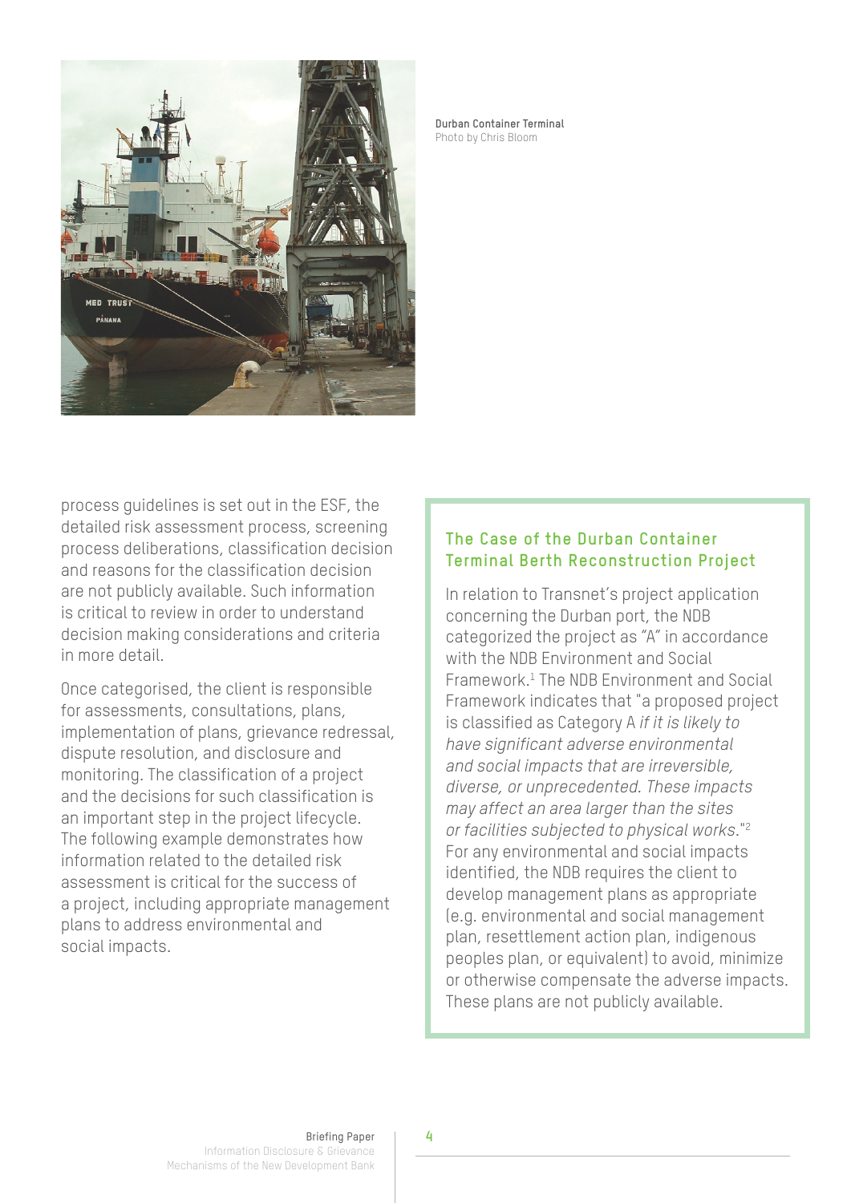Durban Container Terminal
Photo by Chris Bloom

process guidelines is set out in the ESF, the detailed risk assessment process, screening process deliberations, classification decision and reasons for the classification decision are not publicly available. Such information is critical to review in order to understand decision making considerations and criteria in more detail.

Once categorised, the client is responsible for assessments, consultations, plans, implementation of plans, grievance redressal, dispute resolution, and disclosure and monitoring. The classification of a project and the decisions for such classification is an important step in the project lifecycle. The following example demonstrates how information related to the detailed risk assessment is critical for the success of a project, including appropriate management plans to address environmental and social impacts.

### The Case of the Durban Container Terminal Berth Reconstruction Project

In relation to Transnet's project application concerning the Durban port, the NDB categorized the project as "A" in accordance with the NDB Environment and Social Framework.[1] The NDB Environment and Social Framework indicates that "a proposed project is classified as Category A *if it is likely to have significant adverse environmental and social impacts that are irreversible, diverse, or unprecedented. These impacts may affect an area larger than the sites or facilities subjected to physical works*."[2] For any environmental and social impacts identified, the NDB requires the client to develop management plans as appropriate (e.g. environmental and social management plan, resettlement action plan, indigenous peoples plan, or equivalent) to avoid, minimize or otherwise compensate the adverse impacts. These plans are not publicly available.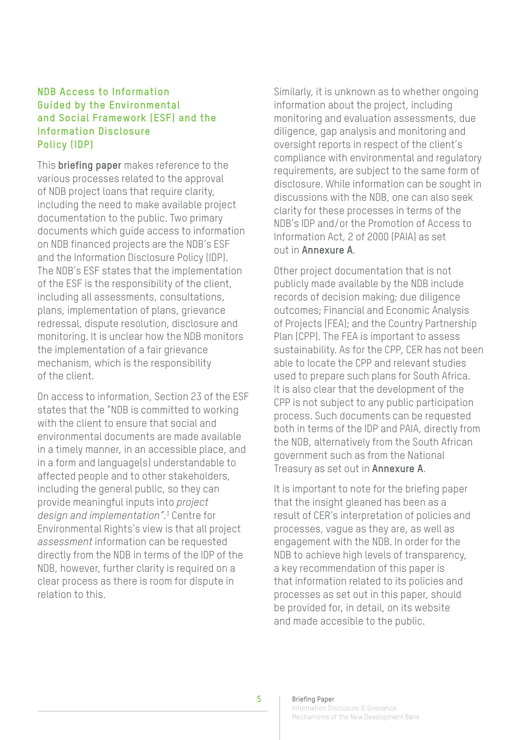### NDB Access to Information Guided by the Environmental and Social Framework (ESF) and the Information Disclosure Policy (IDP)

This **briefing paper** makes reference to the various processes related to the approval of NDB project loans that require clarity, including the need to make available project documentation to the public. Two primary documents which guide access to information on NDB financed projects are the NDB's ESF and the Information Disclosure Policy (IDP). The NDB's ESF states that the implementation of the ESF is the responsibility of the client, including all assessments, consultations, plans, implementation of plans, grievance redressal, dispute resolution, disclosure and monitoring. It is unclear how the NDB monitors the implementation of a fair grievance mechanism, which is the responsibility of the client.

On access to information, Section 23 of the ESF states that the "NDB is committed to working with the client to ensure that social and environmental documents are made available in a timely manner, in an accessible place, and in a form and language(s) understandable to affected people and to other stakeholders, including the general public, so they can provide meaningful inputs into *project design and implementation*".[3] Centre for Environmental Rights's view is that all project *assessment* information can be requested directly from the NDB in terms of the IDP of the NDB, however, further clarity is required on a clear process as there is room for dispute in relation to this.

Similarly, it is unknown as to whether ongoing information about the project, including monitoring and evaluation assessments, due diligence, gap analysis and monitoring and oversight reports in respect of the client's compliance with environmental and regulatory requirements, are subject to the same form of disclosure. While information can be sought in discussions with the NDB, one can also seek clarity for these processes in terms of the NDB's IDP and/or the Promotion of Access to Information Act, 2 of 2000 (PAIA) as set out in **Annexure A**.

Other project documentation that is not publicly made available by the NDB include records of decision making; due diligence outcomes; Financial and Economic Analysis of Projects (FEA); and the Country Partnership Plan (CPP). The FEA is important to assess sustainability. As for the CPP, CER has not been able to locate the CPP and relevant studies used to prepare such plans for South Africa. It is also clear that the development of the CPP is not subject to any public participation process. Such documents can be requested both in terms of the IDP and PAIA, directly from the NDB, alternatively from the South African government such as from the National Treasury as set out in **Annexure A**.

It is important to note for the briefing paper that the insight gleaned has been as a result of CER's interpretation of policies and processes, vague as they are, as well as engagement with the NDB. In order for the NDB to achieve high levels of transparency, a key recommendation of this paper is that information related to its policies and processes as set out in this paper, should be provided for, in detail, on its website and made accesible to the public.